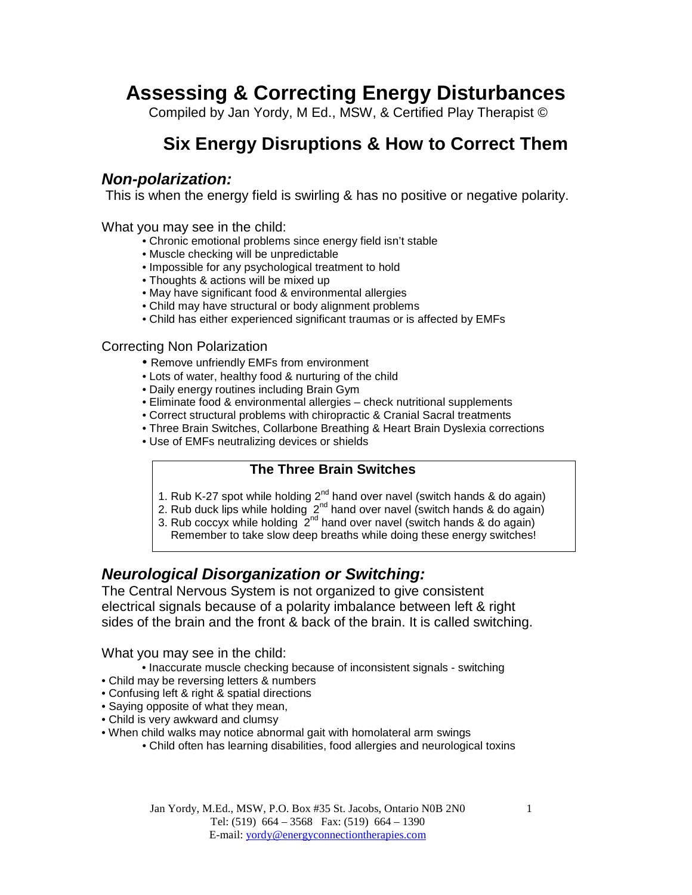# Assessing & Correcting Energy Disturbances

Compiled by Jan Yordy, M Ed., MSW, & Certified Play Therapist ©

## Six Energy Disruptions & How to Correct Them

### *Non-polarization:*

This is when the energy field is swirling & has no positive or negative polarity.

What you may see in the child:

- Chronic emotional problems since energy field isn't stable
- Muscle checking will be unpredictable
- Impossible for any psychological treatment to hold
- Thoughts & actions will be mixed up
- May have significant food & environmental allergies
- Child may have structural or body alignment problems
- Child has either experienced significant traumas or is affected by EMFs

Correcting Non Polarization

- Remove unfriendly EMFs from environment
- Lots of water, healthy food & nurturing of the child
- Daily energy routines including Brain Gym
- Eliminate food & environmental allergies – check nutritional supplements
- Correct structural problems with chiropractic & Cranial Sacral treatments
- Three Brain Switches, Collarbone Breathing & Heart Brain Dyslexia corrections
- Use of EMFs neutralizing devices or shields

**The Three Brain Switches**

1. Rub K-27 spot while holding 2nd hand over navel (switch hands & do again)
2. Rub duck lips while holding 2nd hand over navel (switch hands & do again)
3. Rub coccyx while holding 2nd hand over navel (switch hands & do again)

Remember to take slow deep breaths while doing these energy switches!

### *Neurological Disorganization or Switching:*

The Central Nervous System is not organized to give consistent electrical signals because of a polarity imbalance between left & right sides of the brain and the front & back of the brain. It is called switching.

What you may see in the child:

- Inaccurate muscle checking because of inconsistent signals - switching
- Child may be reversing letters & numbers
- Confusing left & right & spatial directions
- Saying opposite of what they mean,
- Child is very awkward and clumsy
- When child walks may notice abnormal gait with homolateral arm swings
- Child often has learning disabilities, food allergies and neurological toxins

Jan Yordy, M.Ed., MSW, P.O. Box #35 St. Jacobs, Ontario N0B 2N0
Tel: (519) 664 – 3568 Fax: (519) 664 – 1390
E-mail: yordy@energyconnectiontherapies.com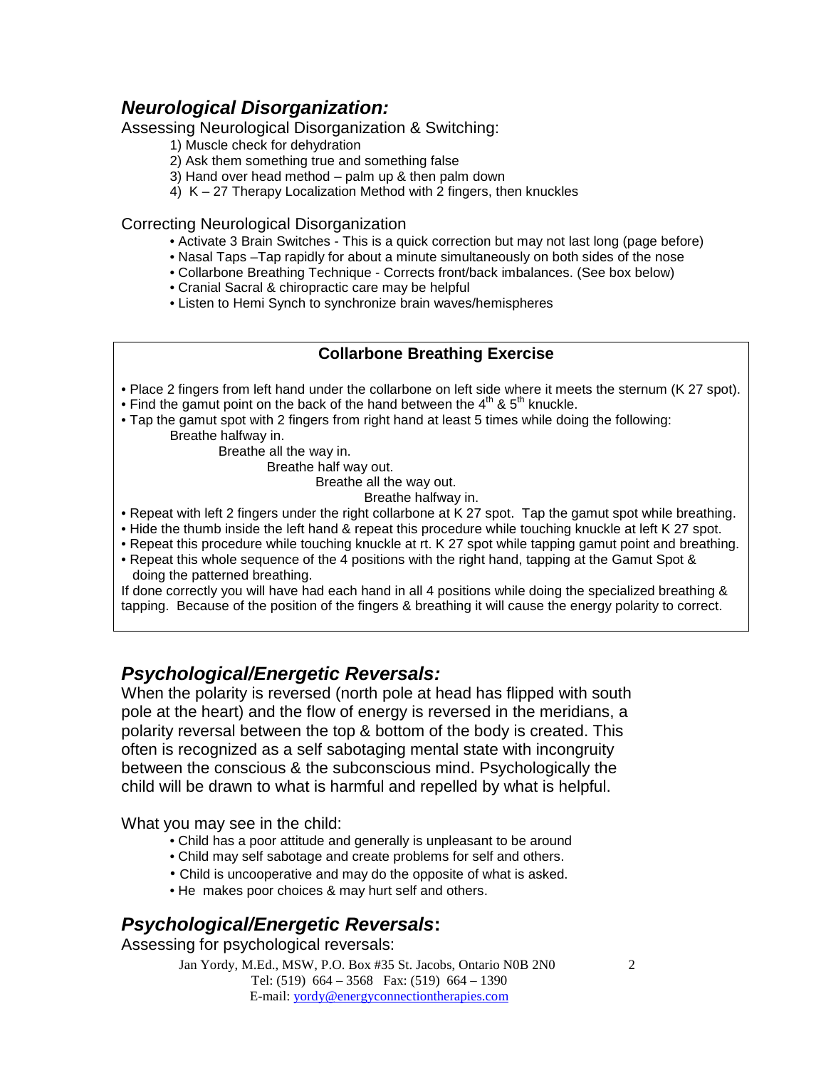## ***Neurological Disorganization:***

Assessing Neurological Disorganization & Switching:

1) Muscle check for dehydration
2) Ask them something true and something false
3) Hand over head method – palm up & then palm down
4) K – 27 Therapy Localization Method with 2 fingers, then knuckles

Correcting Neurological Disorganization

- Activate 3 Brain Switches - This is a quick correction but may not last long (page before)
- Nasal Taps –Tap rapidly for about a minute simultaneously on both sides of the nose
- Collarbone Breathing Technique - Corrects front/back imbalances. (See box below)
- Cranial Sacral & chiropractic care may be helpful
- Listen to Hemi Synch to synchronize brain waves/hemispheres

**Collarbone Breathing Exercise**

- Place 2 fingers from left hand under the collarbone on left side where it meets the sternum (K 27 spot).
- Find the gamut point on the back of the hand between the 4th & 5th knuckle.
- Tap the gamut spot with 2 fingers from right hand at least 5 times while doing the following:

  Breathe halfway in.

  Breathe all the way in.

  Breathe half way out.

  Breathe all the way out.

  Breathe halfway in.

- Repeat with left 2 fingers under the right collarbone at K 27 spot. Tap the gamut spot while breathing.
- Hide the thumb inside the left hand & repeat this procedure while touching knuckle at left K 27 spot.
- Repeat this procedure while touching knuckle at rt. K 27 spot while tapping gamut point and breathing.
- Repeat this whole sequence of the 4 positions with the right hand, tapping at the Gamut Spot & doing the patterned breathing.

If done correctly you will have had each hand in all 4 positions while doing the specialized breathing & tapping. Because of the position of the fingers & breathing it will cause the energy polarity to correct.

## ***Psychological/Energetic Reversals:***

When the polarity is reversed (north pole at head has flipped with south pole at the heart) and the flow of energy is reversed in the meridians, a polarity reversal between the top & bottom of the body is created. This often is recognized as a self sabotaging mental state with incongruity between the conscious & the subconscious mind. Psychologically the child will be drawn to what is harmful and repelled by what is helpful.

What you may see in the child:

- Child has a poor attitude and generally is unpleasant to be around
- Child may self sabotage and create problems for self and others.
- Child is uncooperative and may do the opposite of what is asked.
- He makes poor choices & may hurt self and others.

## ***Psychological/Energetic Reversals*:**

Assessing for psychological reversals: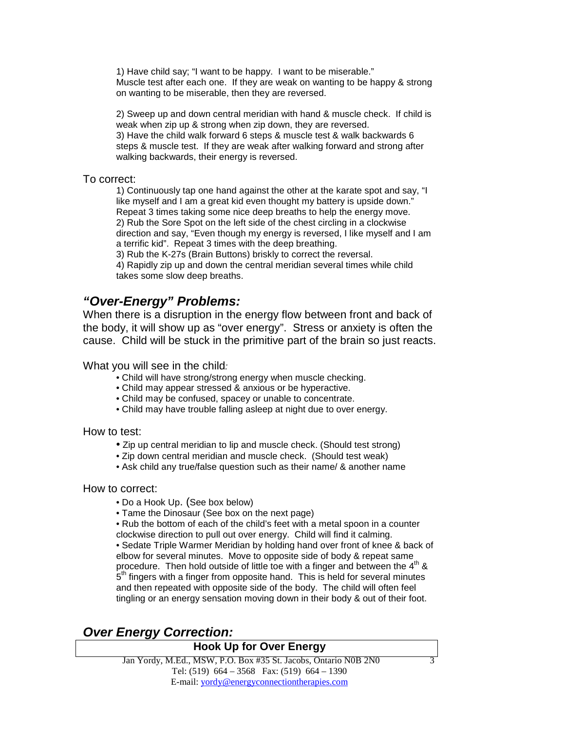1) Have child say; "I want to be happy. I want to be miserable." Muscle test after each one. If they are weak on wanting to be happy & strong on wanting to be miserable, then they are reversed.

2) Sweep up and down central meridian with hand & muscle check. If child is weak when zip up & strong when zip down, they are reversed.
3) Have the child walk forward 6 steps & muscle test & walk backwards 6 steps & muscle test. If they are weak after walking forward and strong after walking backwards, their energy is reversed.

To correct:

1) Continuously tap one hand against the other at the karate spot and say, "I like myself and I am a great kid even thought my battery is upside down." Repeat 3 times taking some nice deep breaths to help the energy move.
2) Rub the Sore Spot on the left side of the chest circling in a clockwise direction and say, "Even though my energy is reversed, I like myself and I am a terrific kid". Repeat 3 times with the deep breathing.
3) Rub the K-27s (Brain Buttons) briskly to correct the reversal.
4) Rapidly zip up and down the central meridian several times while child takes some slow deep breaths.

## *"Over-Energy" Problems:*

When there is a disruption in the energy flow between front and back of the body, it will show up as "over energy". Stress or anxiety is often the cause. Child will be stuck in the primitive part of the brain so just reacts.

What you will see in the child*:*

- Child will have strong/strong energy when muscle checking.
- Child may appear stressed & anxious or be hyperactive.
- Child may be confused, spacey or unable to concentrate.
- Child may have trouble falling asleep at night due to over energy.

How to test:

- Zip up central meridian to lip and muscle check. (Should test strong)
- Zip down central meridian and muscle check. (Should test weak)
- Ask child any true/false question such as their name/ & another name

How to correct:

- Do a Hook Up. (See box below)
- Tame the Dinosaur (See box on the next page)
- Rub the bottom of each of the child's feet with a metal spoon in a counter clockwise direction to pull out over energy. Child will find it calming.
- Sedate Triple Warmer Meridian by holding hand over front of knee & back of elbow for several minutes. Move to opposite side of body & repeat same procedure. Then hold outside of little toe with a finger and between the 4th & 5th fingers with a finger from opposite hand. This is held for several minutes and then repeated with opposite side of the body. The child will often feel tingling or an energy sensation moving down in their body & out of their foot.

## *Over Energy Correction:*

**Hook Up for Over Energy**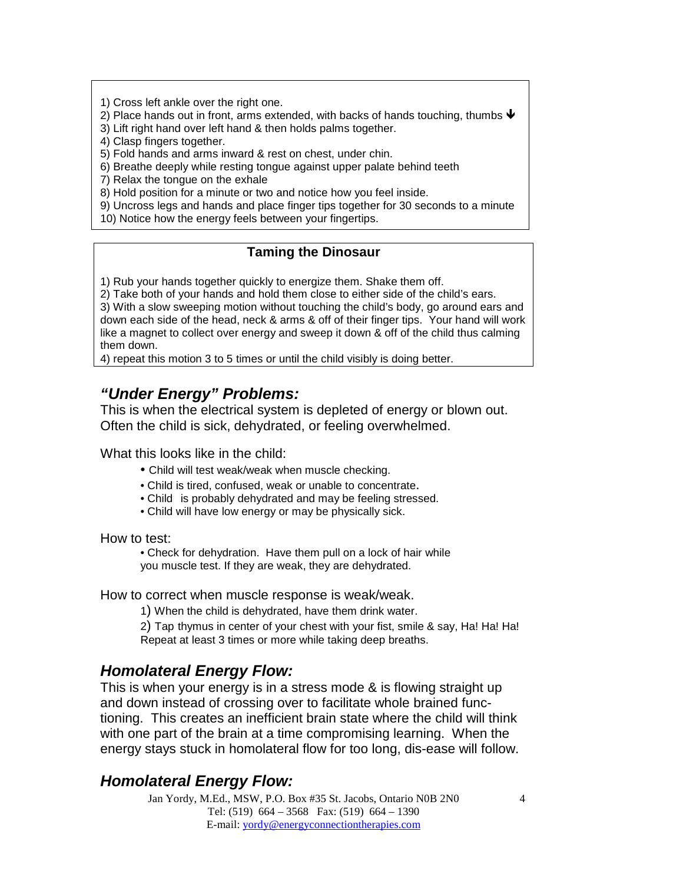1) Cross left ankle over the right one.
2) Place hands out in front, arms extended, with backs of hands touching, thumbs ↓
3) Lift right hand over left hand & then holds palms together.
4) Clasp fingers together.
5) Fold hands and arms inward & rest on chest, under chin.
6) Breathe deeply while resting tongue against upper palate behind teeth
7) Relax the tongue on the exhale
8) Hold position for a minute or two and notice how you feel inside.
9) Uncross legs and hands and place finger tips together for 30 seconds to a minute
10) Notice how the energy feels between your fingertips.

**Taming the Dinosaur**

1) Rub your hands together quickly to energize them. Shake them off.
2) Take both of your hands and hold them close to either side of the child's ears.
3) With a slow sweeping motion without touching the child's body, go around ears and down each side of the head, neck & arms & off of their finger tips. Your hand will work like a magnet to collect over energy and sweep it down & off of the child thus calming them down.
4) repeat this motion 3 to 5 times or until the child visibly is doing better.

## *"Under Energy" Problems:*

This is when the electrical system is depleted of energy or blown out. Often the child is sick, dehydrated, or feeling overwhelmed.

What this looks like in the child:

- Child will test weak/weak when muscle checking.
- Child is tired, confused, weak or unable to concentrate.
- Child is probably dehydrated and may be feeling stressed.
- Child will have low energy or may be physically sick.

How to test:

- Check for dehydration. Have them pull on a lock of hair while you muscle test. If they are weak, they are dehydrated.

How to correct when muscle response is weak/weak.

1) When the child is dehydrated, have them drink water.
2) Tap thymus in center of your chest with your fist, smile & say, Ha! Ha! Ha! Repeat at least 3 times or more while taking deep breaths.

## *Homolateral Energy Flow:*

This is when your energy is in a stress mode & is flowing straight up and down instead of crossing over to facilitate whole brained functioning. This creates an inefficient brain state where the child will think with one part of the brain at a time compromising learning. When the energy stays stuck in homolateral flow for too long, dis-ease will follow.

## *Homolateral Energy Flow:*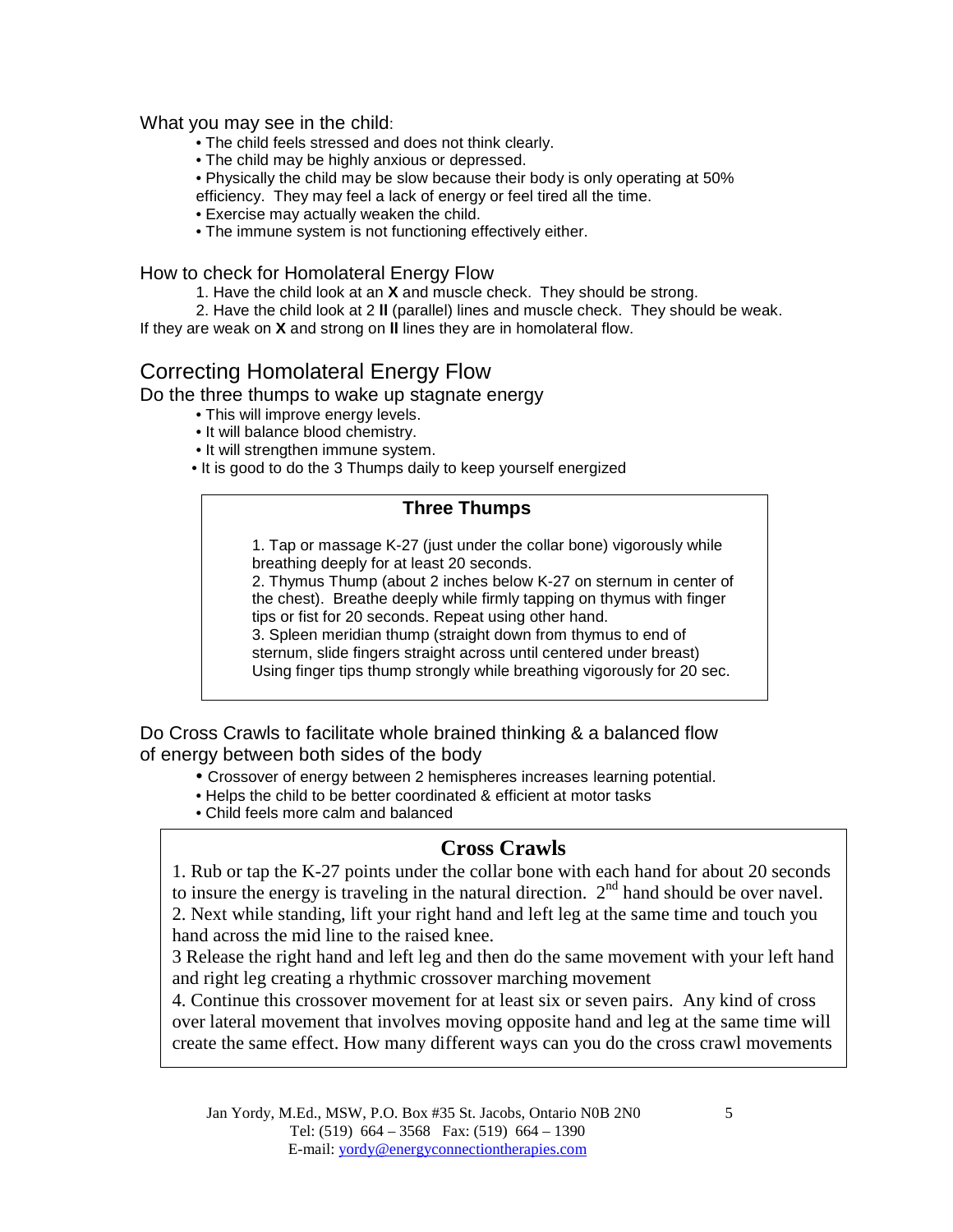What you may see in the child:

- The child feels stressed and does not think clearly.
- The child may be highly anxious or depressed.
- Physically the child may be slow because their body is only operating at 50% efficiency. They may feel a lack of energy or feel tired all the time.
- Exercise may actually weaken the child.
- The immune system is not functioning effectively either.

How to check for Homolateral Energy Flow

1. Have the child look at an **X** and muscle check. They should be strong.
2. Have the child look at 2 **II** (parallel) lines and muscle check. They should be weak.

If they are weak on **X** and strong on **II** lines they are in homolateral flow.

## Correcting Homolateral Energy Flow

Do the three thumps to wake up stagnate energy

- This will improve energy levels.
- It will balance blood chemistry.
- It will strengthen immune system.
- It is good to do the 3 Thumps daily to keep yourself energized

**Three Thumps**

1. Tap or massage K-27 (just under the collar bone) vigorously while breathing deeply for at least 20 seconds.
2. Thymus Thump (about 2 inches below K-27 on sternum in center of the chest). Breathe deeply while firmly tapping on thymus with finger tips or fist for 20 seconds. Repeat using other hand.
3. Spleen meridian thump (straight down from thymus to end of sternum, slide fingers straight across until centered under breast) Using finger tips thump strongly while breathing vigorously for 20 sec.

Do Cross Crawls to facilitate whole brained thinking & a balanced flow of energy between both sides of the body

- Crossover of energy between 2 hemispheres increases learning potential.
- Helps the child to be better coordinated & efficient at motor tasks
- Child feels more calm and balanced

**Cross Crawls**

1. Rub or tap the K-27 points under the collar bone with each hand for about 20 seconds to insure the energy is traveling in the natural direction. 2nd hand should be over navel.
2. Next while standing, lift your right hand and left leg at the same time and touch you hand across the mid line to the raised knee.
3 Release the right hand and left leg and then do the same movement with your left hand and right leg creating a rhythmic crossover marching movement
4. Continue this crossover movement for at least six or seven pairs. Any kind of cross over lateral movement that involves moving opposite hand and leg at the same time will create the same effect. How many different ways can you do the cross crawl movements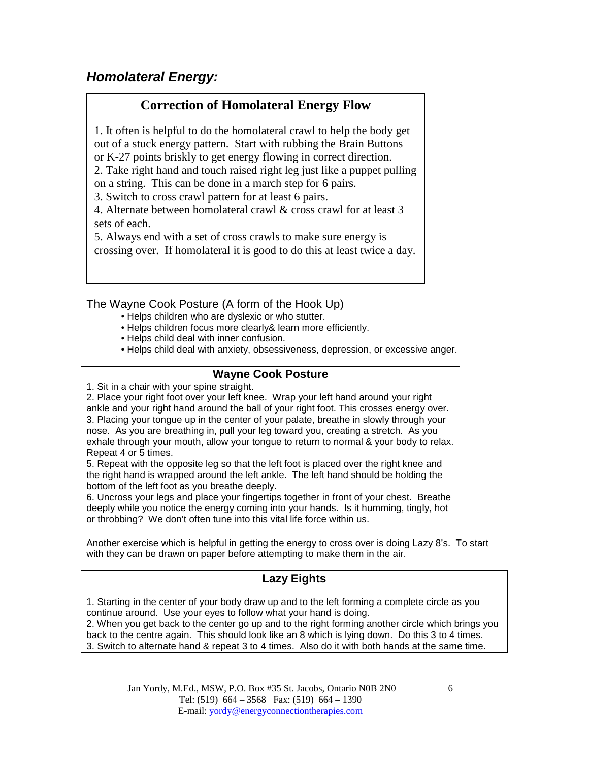## *Homolateral Energy:*

### Correction of Homolateral Energy Flow

1. It often is helpful to do the homolateral crawl to help the body get out of a stuck energy pattern. Start with rubbing the Brain Buttons or K-27 points briskly to get energy flowing in correct direction.
2. Take right hand and touch raised right leg just like a puppet pulling on a string. This can be done in a march step for 6 pairs.
3. Switch to cross crawl pattern for at least 6 pairs.
4. Alternate between homolateral crawl & cross crawl for at least 3 sets of each.
5. Always end with a set of cross crawls to make sure energy is crossing over. If homolateral it is good to do this at least twice a day.

The Wayne Cook Posture (A form of the Hook Up)

- Helps children who are dyslexic or who stutter.
- Helps children focus more clearly& learn more efficiently.
- Helps child deal with inner confusion.
- Helps child deal with anxiety, obsessiveness, depression, or excessive anger.

### Wayne Cook Posture

1. Sit in a chair with your spine straight.
2. Place your right foot over your left knee. Wrap your left hand around your right ankle and your right hand around the ball of your right foot. This crosses energy over.
3. Placing your tongue up in the center of your palate, breathe in slowly through your nose. As you are breathing in, pull your leg toward you, creating a stretch. As you exhale through your mouth, allow your tongue to return to normal & your body to relax. Repeat 4 or 5 times.
5. Repeat with the opposite leg so that the left foot is placed over the right knee and the right hand is wrapped around the left ankle. The left hand should be holding the bottom of the left foot as you breathe deeply.
6. Uncross your legs and place your fingertips together in front of your chest. Breathe deeply while you notice the energy coming into your hands. Is it humming, tingly, hot or throbbing? We don't often tune into this vital life force within us.

Another exercise which is helpful in getting the energy to cross over is doing Lazy 8's. To start with they can be drawn on paper before attempting to make them in the air.

### Lazy Eights

1. Starting in the center of your body draw up and to the left forming a complete circle as you continue around. Use your eyes to follow what your hand is doing.
2. When you get back to the center go up and to the right forming another circle which brings you back to the centre again. This should look like an 8 which is lying down. Do this 3 to 4 times.
3. Switch to alternate hand & repeat 3 to 4 times. Also do it with both hands at the same time.

Jan Yordy, M.Ed., MSW, P.O. Box #35 St. Jacobs, Ontario N0B 2N0
Tel: (519) 664 – 3568 Fax: (519) 664 – 1390
E-mail: yordy@energyconnectiontherapies.com